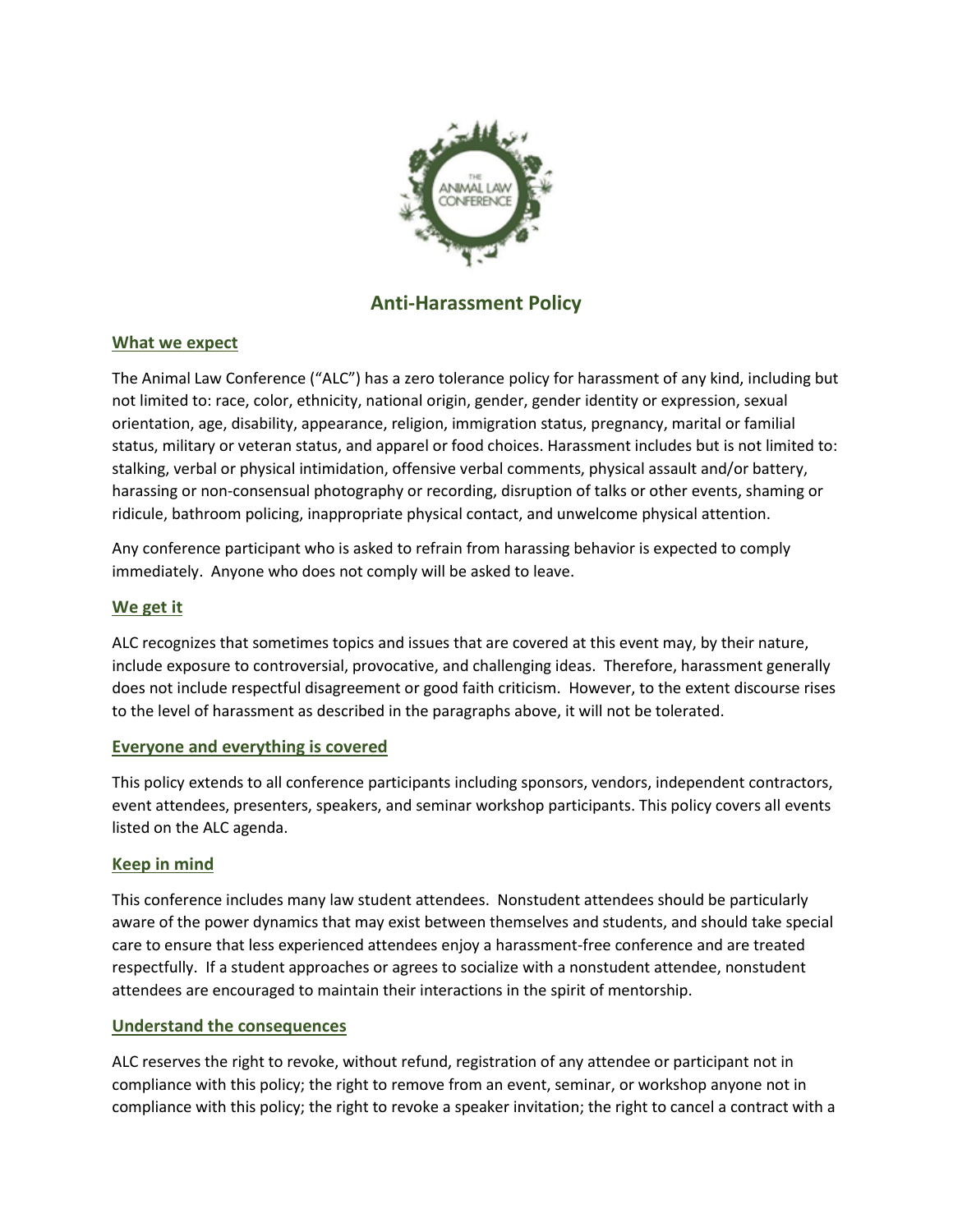# Anti-Harassment Policy

## What we expect

The Animal Law Conference ("ALC") has a zero tolerance policy for harassment of any kind, including but not limited to: race, color, ethnicity, national origin, gender, gender identity or expression, sexual orientation, age, disability, appearance, religion, immigration status, pregnancy, marital or familial status, military or veteran status, and apparel or food choices. Harassment includes but is not limited to: stalking, verbal or physical intimidation, offensive verbal comments, physical assault and/or battery, harassing or non-consensual photography or recording, disruption of talks or other events, shaming or ridicule, bathroom policing, inappropriate physical contact, and unwelcome physical attention.

Any conference participant who is asked to refrain from harassing behavior is expected to comply immediately. Anyone who does not comply will be asked to leave.

## We get it

ALC recognizes that sometimes topics and issues that are covered at this event may, by their nature, include exposure to controversial, provocative, and challenging ideas. Therefore, harassment generally does not include respectful disagreement or good faith criticism. However, to the extent discourse rises to the level of harassment as described in the paragraphs above, it will not be tolerated.

## Everyone and everything is covered

This policy extends to all conference participants including sponsors, vendors, independent contractors, event attendees, presenters, speakers, and seminar workshop participants. This policy covers all events listed on the ALC agenda.

## Keep in mind

This conference includes many law student attendees. Nonstudent attendees should be particularly aware of the power dynamics that may exist between themselves and students, and should take special care to ensure that less experienced attendees enjoy a harassment-free conference and are treated respectfully. If a student approaches or agrees to socialize with a nonstudent attendee, nonstudent attendees are encouraged to maintain their interactions in the spirit of mentorship.

## Understand the consequences

ALC reserves the right to revoke, without refund, registration of any attendee or participant not in compliance with this policy; the right to remove from an event, seminar, or workshop anyone not in compliance with this policy; the right to revoke a speaker invitation; the right to cancel a contract with a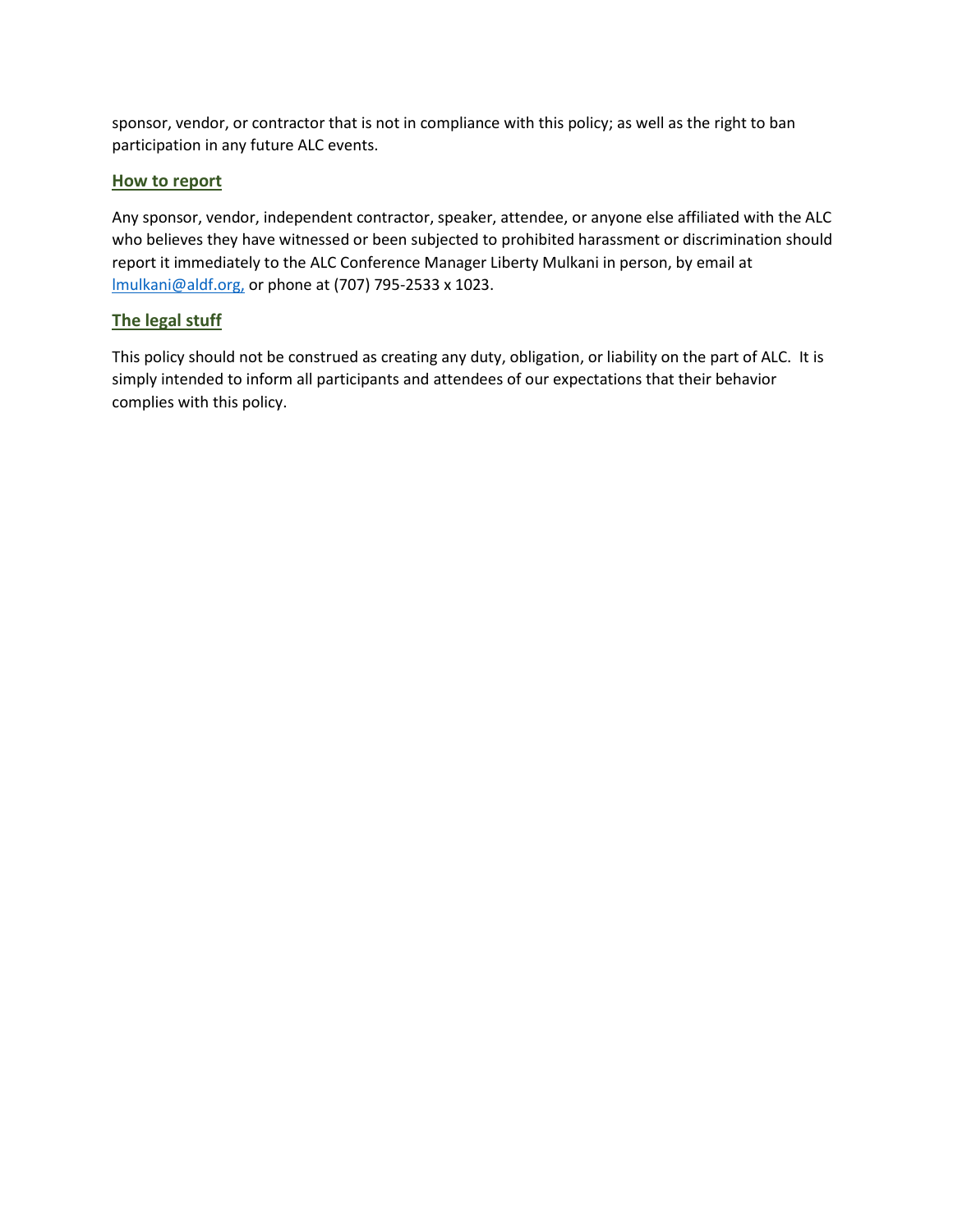sponsor, vendor, or contractor that is not in compliance with this policy; as well as the right to ban participation in any future ALC events.

## How to report

Any sponsor, vendor, independent contractor, speaker, attendee, or anyone else affiliated with the ALC who believes they have witnessed or been subjected to prohibited harassment or discrimination should report it immediately to the ALC Conference Manager Liberty Mulkani in person, by email at [lmulkani@aldf.org,](mailto:lmulkani@aldf.org) or phone at (707) 795-2533 x 1023.

## The legal stuff

This policy should not be construed as creating any duty, obligation, or liability on the part of ALC. It is simply intended to inform all participants and attendees of our expectations that their behavior complies with this policy.